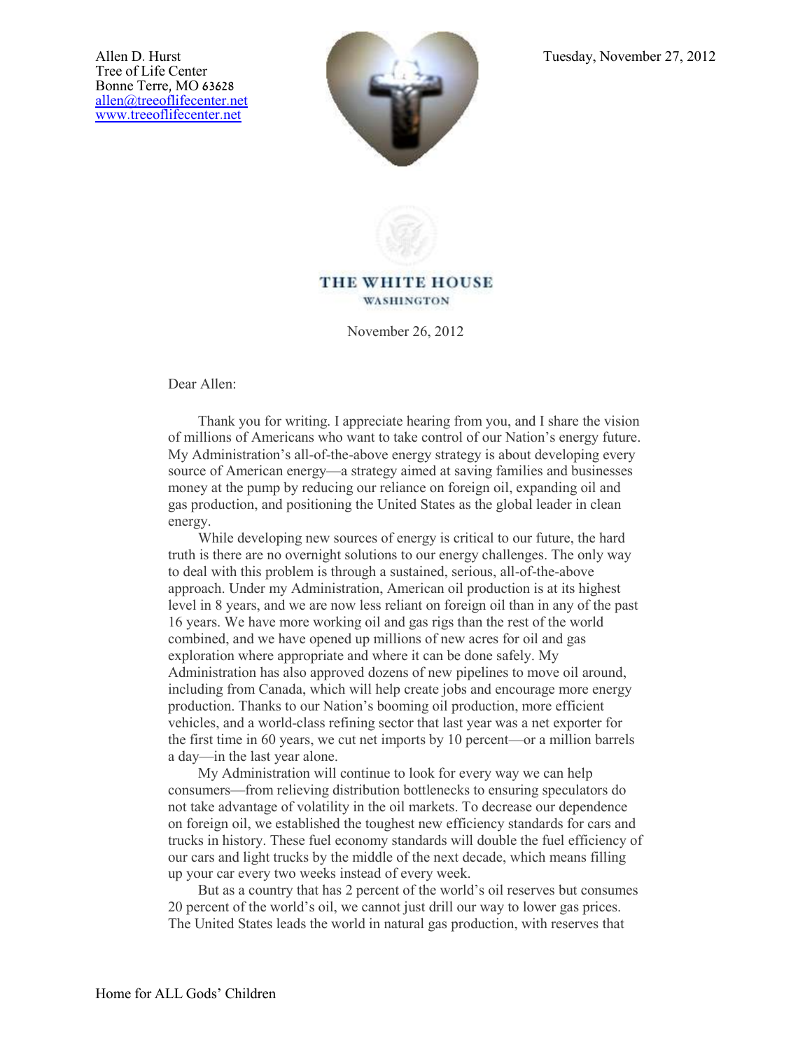Allen D. Hurst
Tree of Life Center
Bonne Terre, MO 63628
allen@treeoflifecenter.net
www.treeoflifecenter.net

Tuesday, November 27, 2012

**THE WHITE HOUSE**
**WASHINGTON**

November 26, 2012

Dear Allen:

Thank you for writing. I appreciate hearing from you, and I share the vision of millions of Americans who want to take control of our Nation's energy future. My Administration's all-of-the-above energy strategy is about developing every source of American energy—a strategy aimed at saving families and businesses money at the pump by reducing our reliance on foreign oil, expanding oil and gas production, and positioning the United States as the global leader in clean energy.

While developing new sources of energy is critical to our future, the hard truth is there are no overnight solutions to our energy challenges. The only way to deal with this problem is through a sustained, serious, all-of-the-above approach. Under my Administration, American oil production is at its highest level in 8 years, and we are now less reliant on foreign oil than in any of the past 16 years. We have more working oil and gas rigs than the rest of the world combined, and we have opened up millions of new acres for oil and gas exploration where appropriate and where it can be done safely. My Administration has also approved dozens of new pipelines to move oil around, including from Canada, which will help create jobs and encourage more energy production. Thanks to our Nation's booming oil production, more efficient vehicles, and a world-class refining sector that last year was a net exporter for the first time in 60 years, we cut net imports by 10 percent—or a million barrels a day—in the last year alone.

My Administration will continue to look for every way we can help consumers—from relieving distribution bottlenecks to ensuring speculators do not take advantage of volatility in the oil markets. To decrease our dependence on foreign oil, we established the toughest new efficiency standards for cars and trucks in history. These fuel economy standards will double the fuel efficiency of our cars and light trucks by the middle of the next decade, which means filling up your car every two weeks instead of every week.

But as a country that has 2 percent of the world's oil reserves but consumes 20 percent of the world's oil, we cannot just drill our way to lower gas prices. The United States leads the world in natural gas production, with reserves that

Home for ALL Gods' Children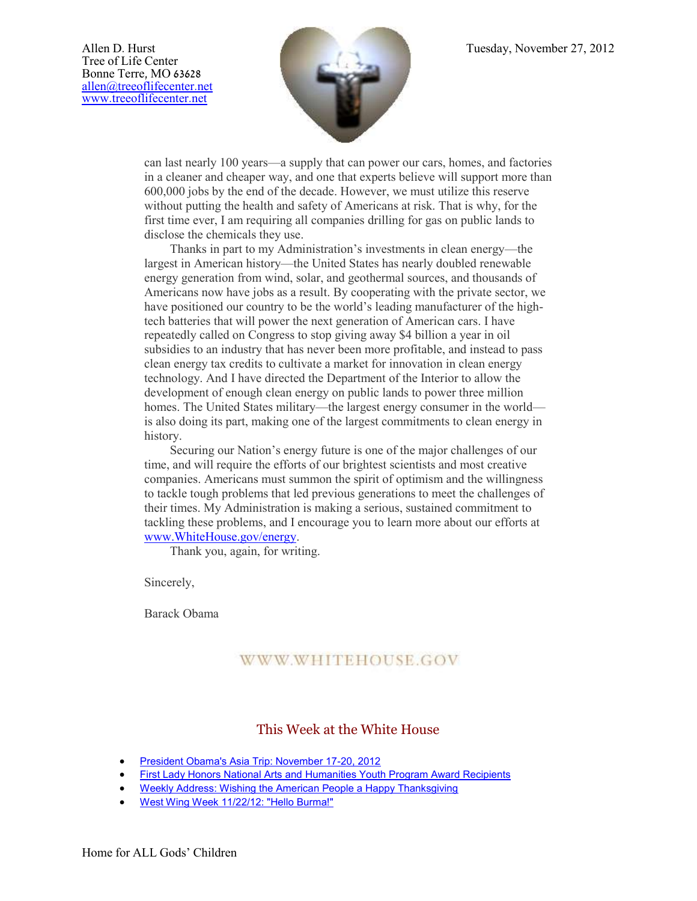can last nearly 100 years—a supply that can power our cars, homes, and factories in a cleaner and cheaper way, and one that experts believe will support more than 600,000 jobs by the end of the decade. However, we must utilize this reserve without putting the health and safety of Americans at risk. That is why, for the first time ever, I am requiring all companies drilling for gas on public lands to disclose the chemicals they use.

Thanks in part to my Administration's investments in clean energy—the largest in American history—the United States has nearly doubled renewable energy generation from wind, solar, and geothermal sources, and thousands of Americans now have jobs as a result. By cooperating with the private sector, we have positioned our country to be the world's leading manufacturer of the high-tech batteries that will power the next generation of American cars. I have repeatedly called on Congress to stop giving away $4 billion a year in oil subsidies to an industry that has never been more profitable, and instead to pass clean energy tax credits to cultivate a market for innovation in clean energy technology. And I have directed the Department of the Interior to allow the development of enough clean energy on public lands to power three million homes. The United States military—the largest energy consumer in the world—is also doing its part, making one of the largest commitments to clean energy in history.

Securing our Nation's energy future is one of the major challenges of our time, and will require the efforts of our brightest scientists and most creative companies. Americans must summon the spirit of optimism and the willingness to tackle tough problems that led previous generations to meet the challenges of their times. My Administration is making a serious, sustained commitment to tackling these problems, and I encourage you to learn more about our efforts at www.WhiteHouse.gov/energy.

Thank you, again, for writing.

Sincerely,

Barack Obama

WWW.WHITEHOUSE.GOV

## This Week at the White House

- President Obama's Asia Trip: November 17-20, 2012
- First Lady Honors National Arts and Humanities Youth Program Award Recipients
- Weekly Address: Wishing the American People a Happy Thanksgiving
- West Wing Week 11/22/12: "Hello Burma!"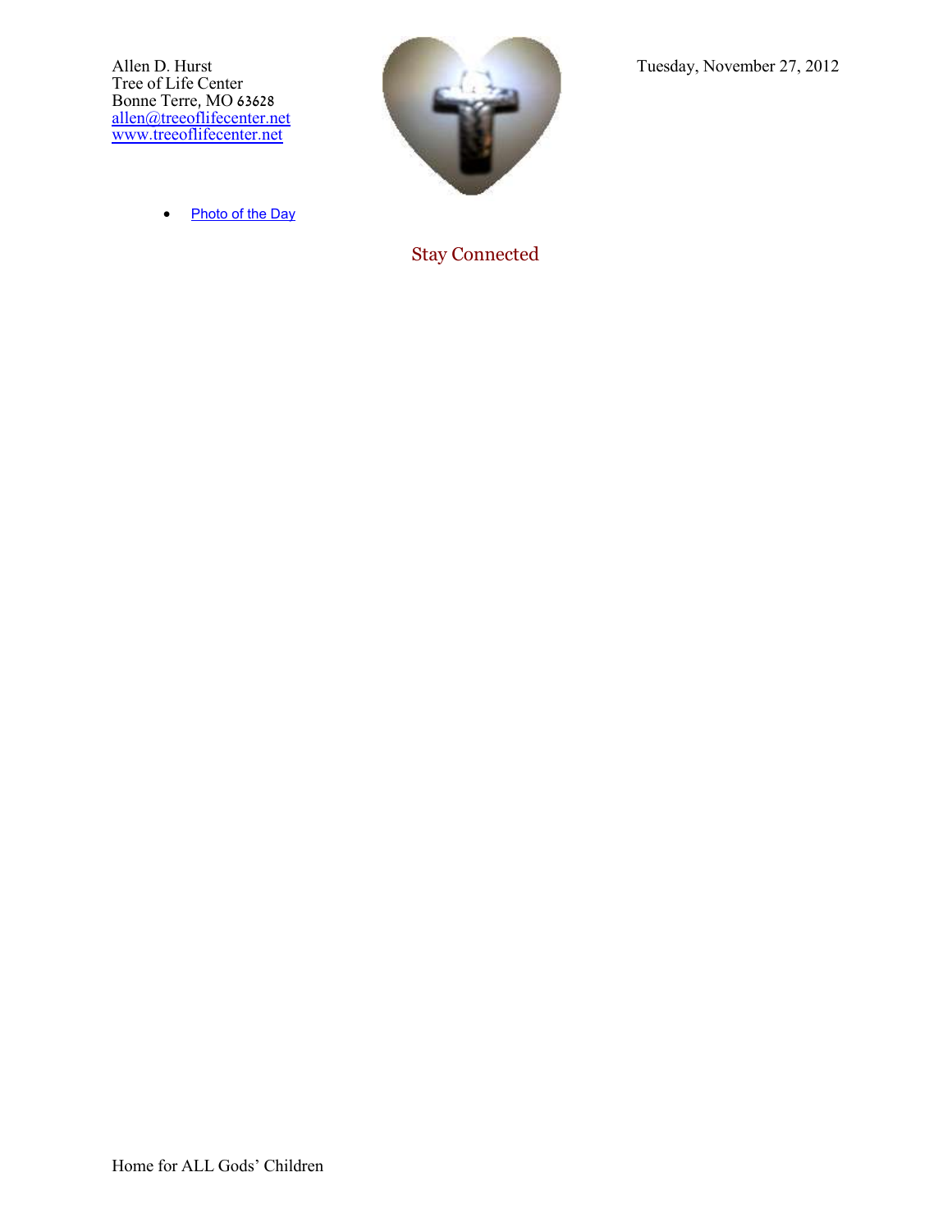Allen D. Hurst
Tree of Life Center
Bonne Terre, MO 63628
allen@treeoflifecenter.net
www.treeoflifecenter.net

Tuesday, November 27, 2012

- Photo of the Day

Stay Connected